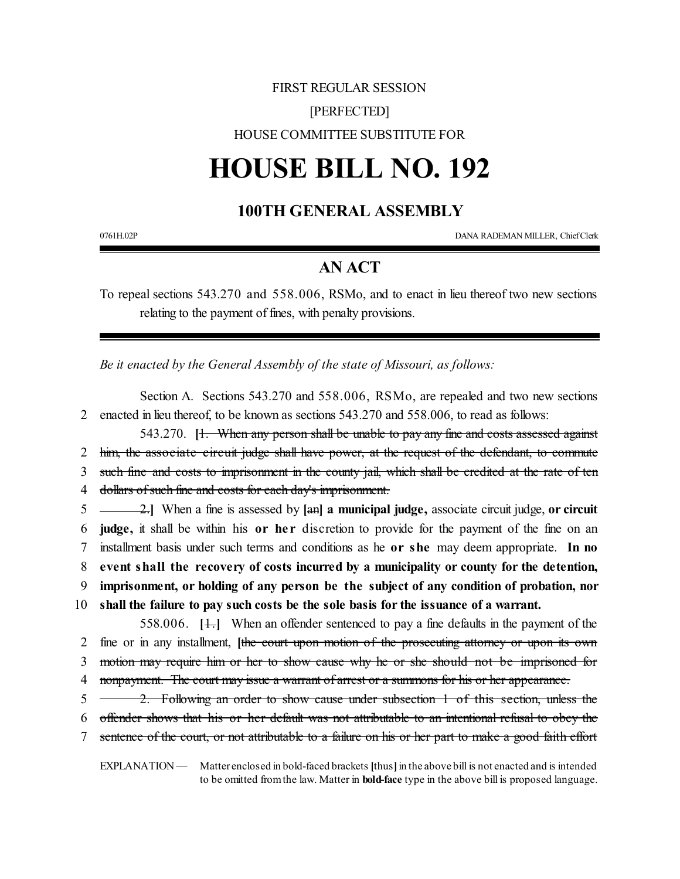FIRST REGULAR SESSION

[PERFECTED]

HOUSE COMMITTEE SUBSTITUTE FOR

# HOUSE BILL NO. 192

## 100TH GENERAL ASSEMBLY

0761H.02P DANA RADEMAN MILLER, Chief Clerk

## AN ACT

To repeal sections 543.270 and 558.006, RSMo, and to enact in lieu thereof two new sections relating to the payment of fines, with penalty provisions.

*Be it enacted by the General Assembly of the state of Missouri, as follows:*

Section A. Sections 543.270 and 558.006, RSMo, are repealed and two new sections enacted in lieu thereof, to be known as sections 543.270 and 558.006, to read as follows:

543.270. **[**~~1. When any person shall be unable to pay any fine and costs assessed against him, the associate circuit judge shall have power, at the request of the defendant, to commute such fine and costs to imprisonment in the county jail, which shall be credited at the rate of ten dollars of such fine and costs for each day's imprisonment.~~

~~2.~~**]** When a fine is assessed by **[**~~an~~**] a municipal judge,** associate circuit judge, **or circuit judge,** it shall be within his **or her** discretion to provide for the payment of the fine on an installment basis under such terms and conditions as he **or she** may deem appropriate. **In no event shall the recovery of costs incurred by a municipality or county for the detention, imprisonment, or holding of any person be the subject of any condition of probation, nor shall the failure to pay such costs be the sole basis for the issuance of a warrant.**

558.006. **[**~~1.~~**]** When an offender sentenced to pay a fine defaults in the payment of the fine or in any installment, **[**~~the court upon motion of the prosecuting attorney or upon its own motion may require him or her to show cause why he or she should not be imprisoned for nonpayment. The court may issue a warrant of arrest or a summons for his or her appearance.~~

~~2. Following an order to show cause under subsection 1 of this section, unless the offender shows that his or her default was not attributable to an intentional refusal to obey the sentence of the court, or not attributable to a failure on his or her part to make a good faith effort~~

EXPLANATION — Matter enclosed in bold-faced brackets **[**thus**]** in the above bill is not enacted and is intended to be omitted from the law. Matter in **bold-face** type in the above bill is proposed language.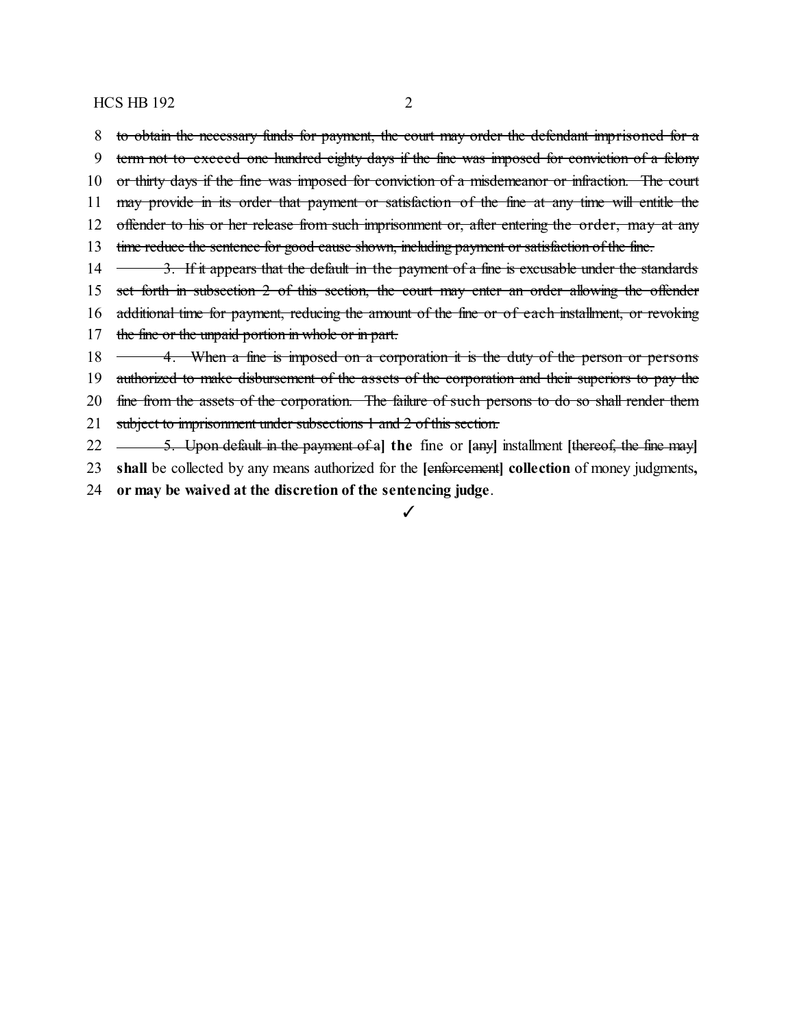8 ~~to obtain the necessary funds for payment, the court may order the defendant imprisoned for a~~
9 ~~term not to exceed one hundred eighty days if the fine was imposed for conviction of a felony~~
10 ~~or thirty days if the fine was imposed for conviction of a misdemeanor or infraction. The court~~
11 ~~may provide in its order that payment or satisfaction of the fine at any time will entitle the~~
12 ~~offender to his or her release from such imprisonment or, after entering the order, may at any~~
13 ~~time reduce the sentence for good cause shown, including payment or satisfaction of the fine.~~
14 ~~3. If it appears that the default in the payment of a fine is excusable under the standards~~
15 ~~set forth in subsection 2 of this section, the court may enter an order allowing the offender~~
16 ~~additional time for payment, reducing the amount of the fine or of each installment, or revoking~~
17 ~~the fine or the unpaid portion in whole or in part.~~
18 ~~4. When a fine is imposed on a corporation it is the duty of the person or persons~~
19 ~~authorized to make disbursement of the assets of the corporation and their superiors to pay the~~
20 ~~fine from the assets of the corporation. The failure of such persons to do so shall render them~~
21 ~~subject to imprisonment under subsections 1 and 2 of this section.~~
22 ~~5. Upon default in the payment of a~~] **the** fine or [~~any~~] installment [~~thereof, the fine may~~]
23 **shall** be collected by any means authorized for the [~~enforcement~~] **collection** of money judgments**,**
24 **or may be waived at the discretion of the sentencing judge**.

✓